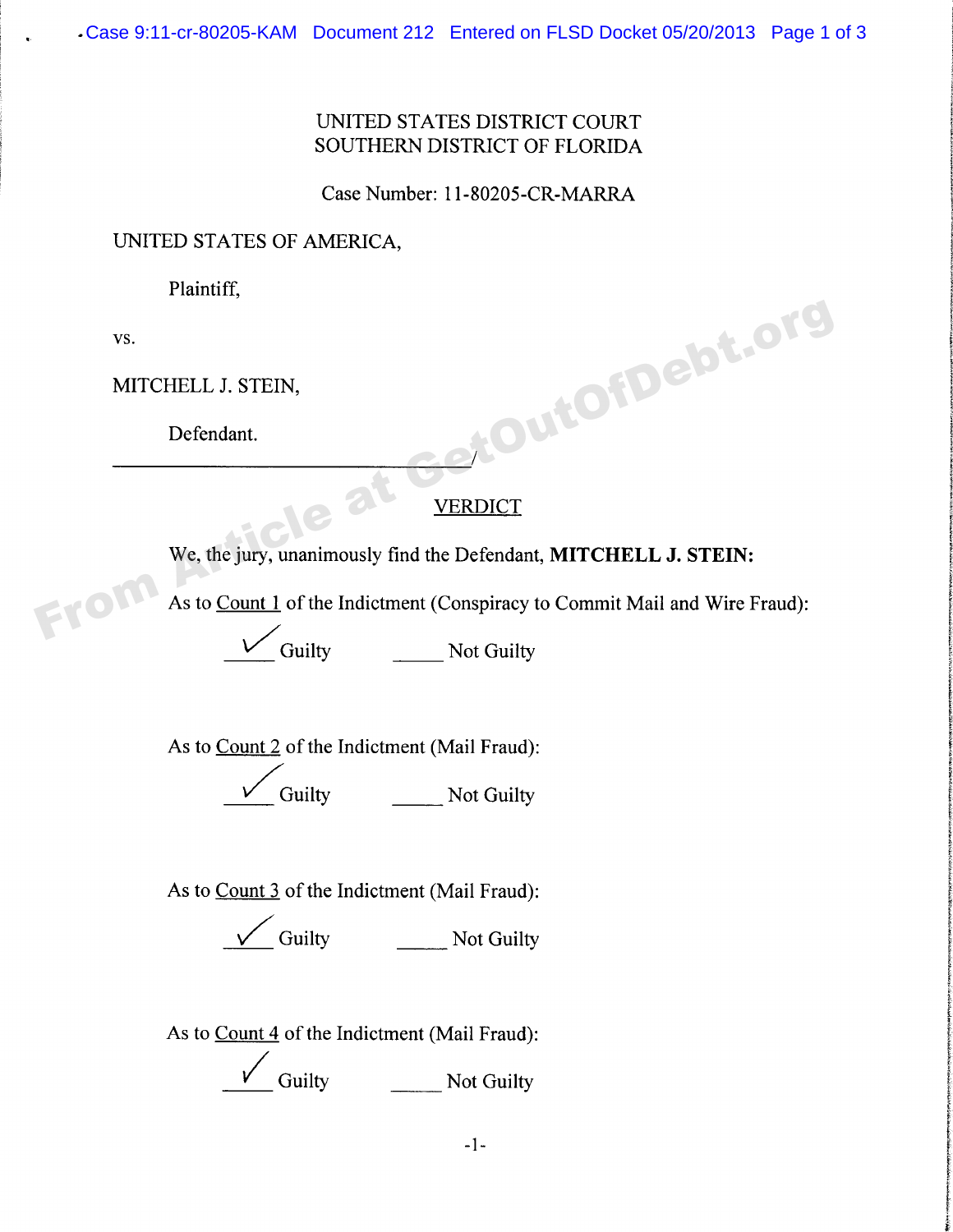UNITED STATES DISTRICT COURT
SOUTHERN DISTRICT OF FLORIDA

Case Number: 11-80205-CR-MARRA

UNITED STATES OF AMERICA,

Plaintiff,

vs.

MITCHELL J. STEIN,

Defendant.

______________________________/

## VERDICT

We, the jury, unanimously find the Defendant, **MITCHELL J. STEIN:**

As to Count 1 of the Indictment (Conspiracy to Commit Mail and Wire Fraud):

__✓__ Guilty        _____ Not Guilty

As to Count 2 of the Indictment (Mail Fraud):

__✓__ Guilty        _____ Not Guilty

As to Count 3 of the Indictment (Mail Fraud):

__✓__ Guilty        _____ Not Guilty

As to Count 4 of the Indictment (Mail Fraud):

__✓__ Guilty        _____ Not Guilty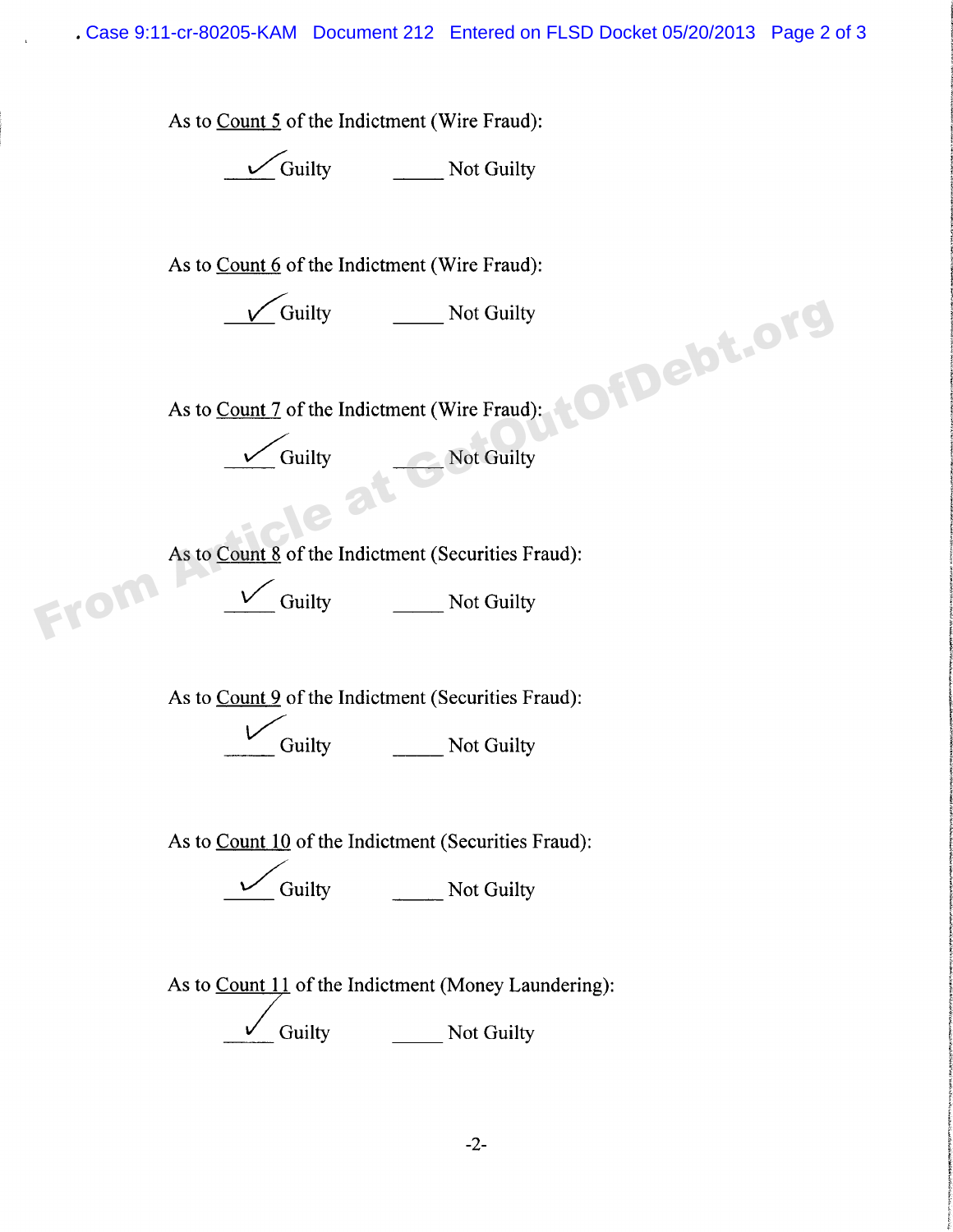As to Count 5 of the Indictment (Wire Fraud):

__✓__ Guilty _____ Not Guilty

As to Count 6 of the Indictment (Wire Fraud):

__✓__ Guilty _____ Not Guilty

As to Count 7 of the Indictment (Wire Fraud):

__✓__ Guilty _____ Not Guilty

As to Count 8 of the Indictment (Securities Fraud):

__✓__ Guilty _____ Not Guilty

As to Count 9 of the Indictment (Securities Fraud):

__✓__ Guilty _____ Not Guilty

As to Count 10 of the Indictment (Securities Fraud):

__✓__ Guilty _____ Not Guilty

As to Count 11 of the Indictment (Money Laundering):

__✓__ Guilty _____ Not Guilty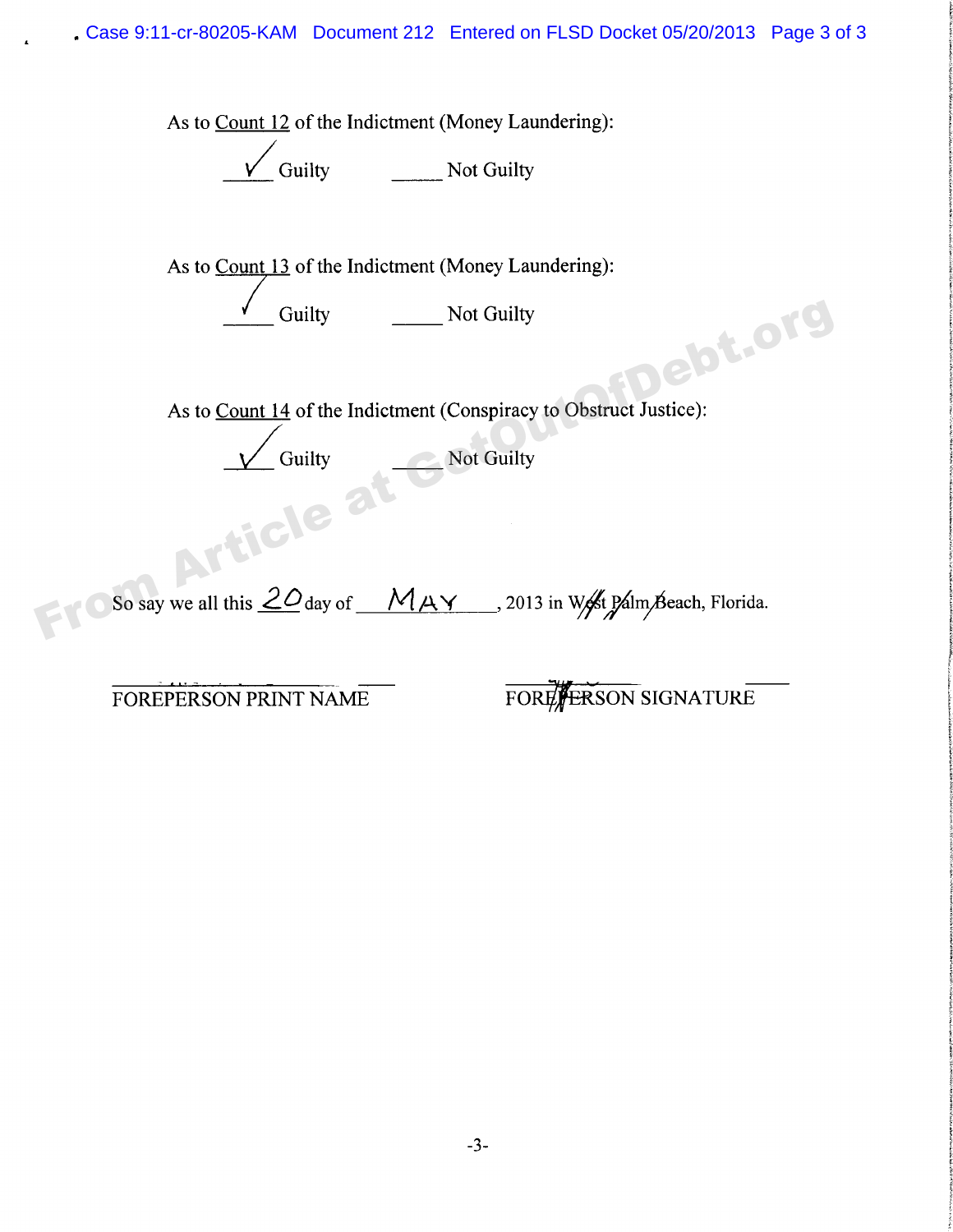As to Count 12 of the Indictment (Money Laundering):

__✓__ Guilty      _____ Not Guilty

As to Count 13 of the Indictment (Money Laundering):

__✓__ Guilty      _____ Not Guilty

As to Count 14 of the Indictment (Conspiracy to Obstruct Justice):

__✓__ Guilty      _____ Not Guilty

So say we all this 20 day of MAY, 2013 in West Palm Beach, Florida.

_______________________ FOREPERSON PRINT NAME

_______________________ FOREPERSON SIGNATURE